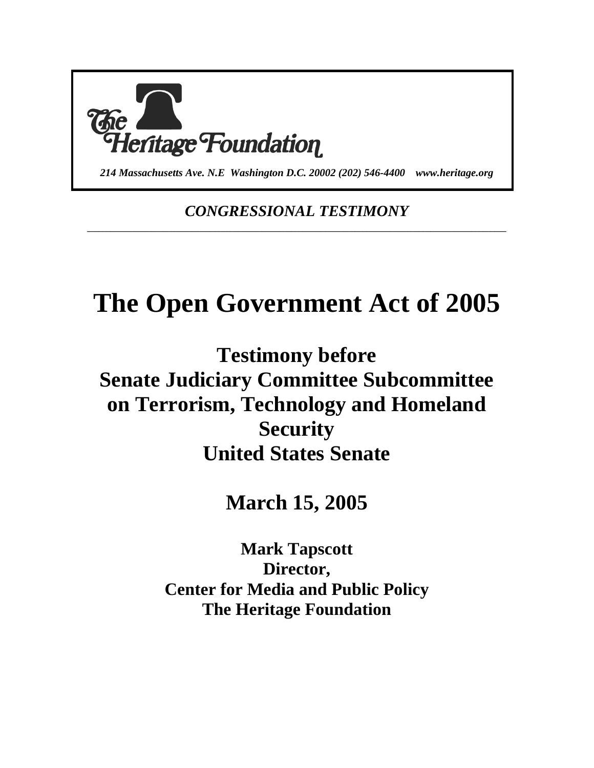The Heritage Foundation

*214 Massachusetts Ave. N.E Washington D.C. 20002 (202) 546-4400 www.heritage.org*

*CONGRESSIONAL TESTIMONY*

---

# The Open Government Act of 2005

## Testimony before Senate Judiciary Committee Subcommittee on Terrorism, Technology and Homeland Security United States Senate

## March 15, 2005

**Mark Tapscott**
**Director,**
**Center for Media and Public Policy**
**The Heritage Foundation**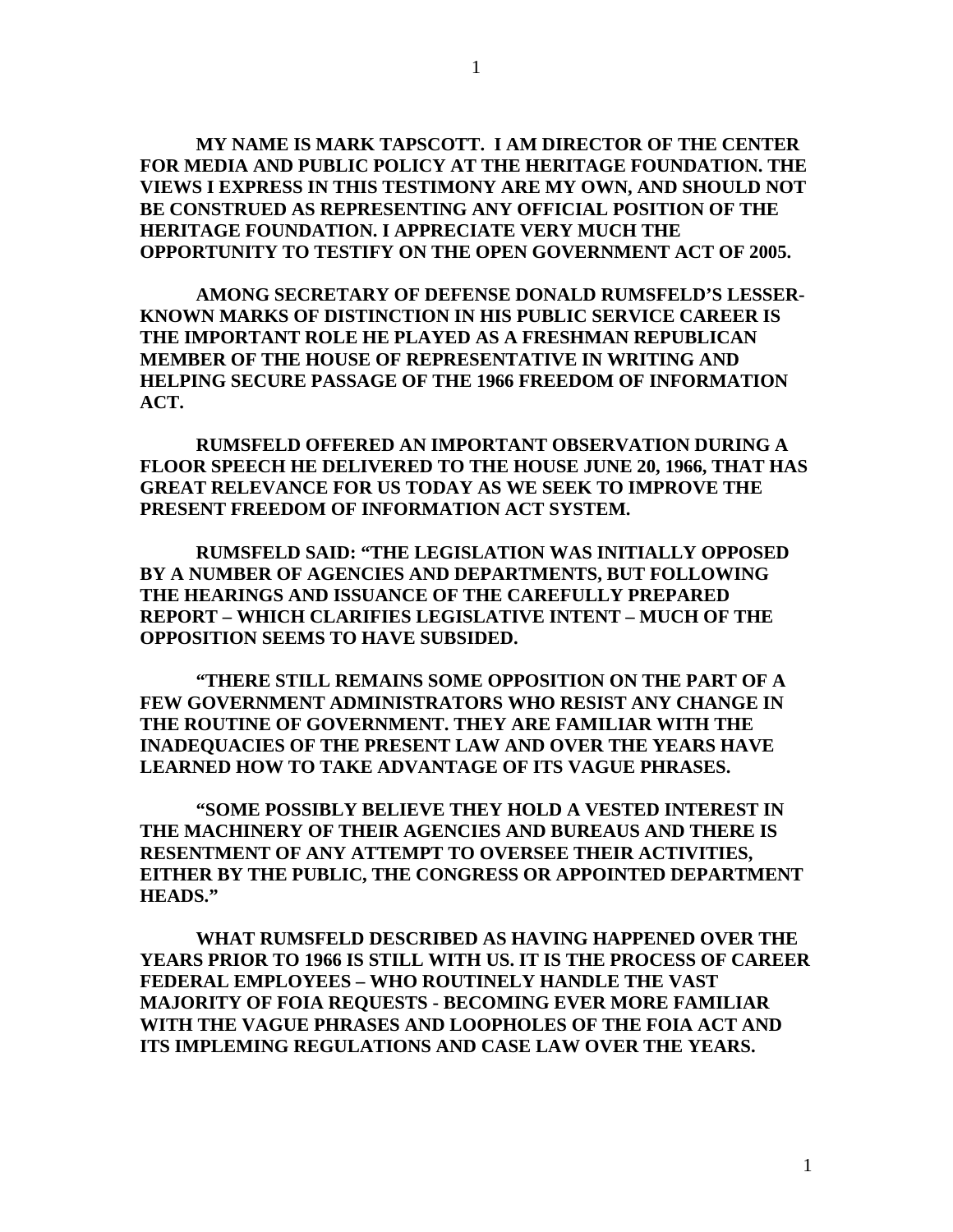**MY NAME IS MARK TAPSCOTT. I AM DIRECTOR OF THE CENTER FOR MEDIA AND PUBLIC POLICY AT THE HERITAGE FOUNDATION. THE VIEWS I EXPRESS IN THIS TESTIMONY ARE MY OWN, AND SHOULD NOT BE CONSTRUED AS REPRESENTING ANY OFFICIAL POSITION OF THE HERITAGE FOUNDATION. I APPRECIATE VERY MUCH THE OPPORTUNITY TO TESTIFY ON THE OPEN GOVERNMENT ACT OF 2005.**

**AMONG SECRETARY OF DEFENSE DONALD RUMSFELD'S LESSER-KNOWN MARKS OF DISTINCTION IN HIS PUBLIC SERVICE CAREER IS THE IMPORTANT ROLE HE PLAYED AS A FRESHMAN REPUBLICAN MEMBER OF THE HOUSE OF REPRESENTATIVE IN WRITING AND HELPING SECURE PASSAGE OF THE 1966 FREEDOM OF INFORMATION ACT.**

**RUMSFELD OFFERED AN IMPORTANT OBSERVATION DURING A FLOOR SPEECH HE DELIVERED TO THE HOUSE JUNE 20, 1966, THAT HAS GREAT RELEVANCE FOR US TODAY AS WE SEEK TO IMPROVE THE PRESENT FREEDOM OF INFORMATION ACT SYSTEM.**

**RUMSFELD SAID: "THE LEGISLATION WAS INITIALLY OPPOSED BY A NUMBER OF AGENCIES AND DEPARTMENTS, BUT FOLLOWING THE HEARINGS AND ISSUANCE OF THE CAREFULLY PREPARED REPORT – WHICH CLARIFIES LEGISLATIVE INTENT – MUCH OF THE OPPOSITION SEEMS TO HAVE SUBSIDED.**

**"THERE STILL REMAINS SOME OPPOSITION ON THE PART OF A FEW GOVERNMENT ADMINISTRATORS WHO RESIST ANY CHANGE IN THE ROUTINE OF GOVERNMENT. THEY ARE FAMILIAR WITH THE INADEQUACIES OF THE PRESENT LAW AND OVER THE YEARS HAVE LEARNED HOW TO TAKE ADVANTAGE OF ITS VAGUE PHRASES.**

**"SOME POSSIBLY BELIEVE THEY HOLD A VESTED INTEREST IN THE MACHINERY OF THEIR AGENCIES AND BUREAUS AND THERE IS RESENTMENT OF ANY ATTEMPT TO OVERSEE THEIR ACTIVITIES, EITHER BY THE PUBLIC, THE CONGRESS OR APPOINTED DEPARTMENT HEADS."**

**WHAT RUMSFELD DESCRIBED AS HAVING HAPPENED OVER THE YEARS PRIOR TO 1966 IS STILL WITH US. IT IS THE PROCESS OF CAREER FEDERAL EMPLOYEES – WHO ROUTINELY HANDLE THE VAST MAJORITY OF FOIA REQUESTS - BECOMING EVER MORE FAMILIAR WITH THE VAGUE PHRASES AND LOOPHOLES OF THE FOIA ACT AND ITS IMPLEMING REGULATIONS AND CASE LAW OVER THE YEARS.**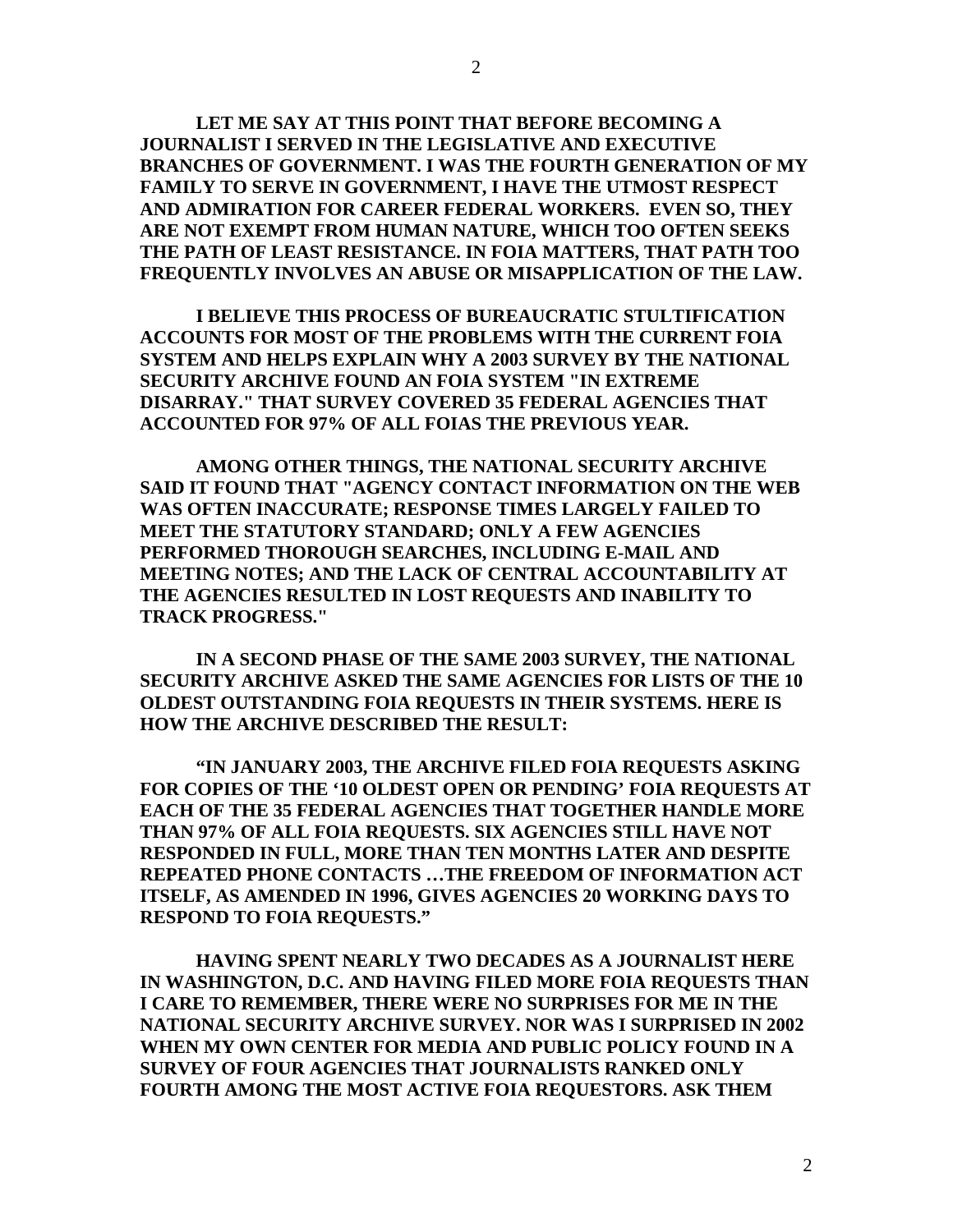**LET ME SAY AT THIS POINT THAT BEFORE BECOMING A JOURNALIST I SERVED IN THE LEGISLATIVE AND EXECUTIVE BRANCHES OF GOVERNMENT. I WAS THE FOURTH GENERATION OF MY FAMILY TO SERVE IN GOVERNMENT, I HAVE THE UTMOST RESPECT AND ADMIRATION FOR CAREER FEDERAL WORKERS. EVEN SO, THEY ARE NOT EXEMPT FROM HUMAN NATURE, WHICH TOO OFTEN SEEKS THE PATH OF LEAST RESISTANCE. IN FOIA MATTERS, THAT PATH TOO FREQUENTLY INVOLVES AN ABUSE OR MISAPPLICATION OF THE LAW.**

**I BELIEVE THIS PROCESS OF BUREAUCRATIC STULTIFICATION ACCOUNTS FOR MOST OF THE PROBLEMS WITH THE CURRENT FOIA SYSTEM AND HELPS EXPLAIN WHY A 2003 SURVEY BY THE NATIONAL SECURITY ARCHIVE FOUND AN FOIA SYSTEM "IN EXTREME DISARRAY." THAT SURVEY COVERED 35 FEDERAL AGENCIES THAT ACCOUNTED FOR 97% OF ALL FOIAS THE PREVIOUS YEAR.**

**AMONG OTHER THINGS, THE NATIONAL SECURITY ARCHIVE SAID IT FOUND THAT "AGENCY CONTACT INFORMATION ON THE WEB WAS OFTEN INACCURATE; RESPONSE TIMES LARGELY FAILED TO MEET THE STATUTORY STANDARD; ONLY A FEW AGENCIES PERFORMED THOROUGH SEARCHES, INCLUDING E-MAIL AND MEETING NOTES; AND THE LACK OF CENTRAL ACCOUNTABILITY AT THE AGENCIES RESULTED IN LOST REQUESTS AND INABILITY TO TRACK PROGRESS."**

**IN A SECOND PHASE OF THE SAME 2003 SURVEY, THE NATIONAL SECURITY ARCHIVE ASKED THE SAME AGENCIES FOR LISTS OF THE 10 OLDEST OUTSTANDING FOIA REQUESTS IN THEIR SYSTEMS. HERE IS HOW THE ARCHIVE DESCRIBED THE RESULT:**

**"IN JANUARY 2003, THE ARCHIVE FILED FOIA REQUESTS ASKING FOR COPIES OF THE '10 OLDEST OPEN OR PENDING' FOIA REQUESTS AT EACH OF THE 35 FEDERAL AGENCIES THAT TOGETHER HANDLE MORE THAN 97% OF ALL FOIA REQUESTS. SIX AGENCIES STILL HAVE NOT RESPONDED IN FULL, MORE THAN TEN MONTHS LATER AND DESPITE REPEATED PHONE CONTACTS …THE FREEDOM OF INFORMATION ACT ITSELF, AS AMENDED IN 1996, GIVES AGENCIES 20 WORKING DAYS TO RESPOND TO FOIA REQUESTS."**

**HAVING SPENT NEARLY TWO DECADES AS A JOURNALIST HERE IN WASHINGTON, D.C. AND HAVING FILED MORE FOIA REQUESTS THAN I CARE TO REMEMBER, THERE WERE NO SURPRISES FOR ME IN THE NATIONAL SECURITY ARCHIVE SURVEY. NOR WAS I SURPRISED IN 2002 WHEN MY OWN CENTER FOR MEDIA AND PUBLIC POLICY FOUND IN A SURVEY OF FOUR AGENCIES THAT JOURNALISTS RANKED ONLY FOURTH AMONG THE MOST ACTIVE FOIA REQUESTORS. ASK THEM**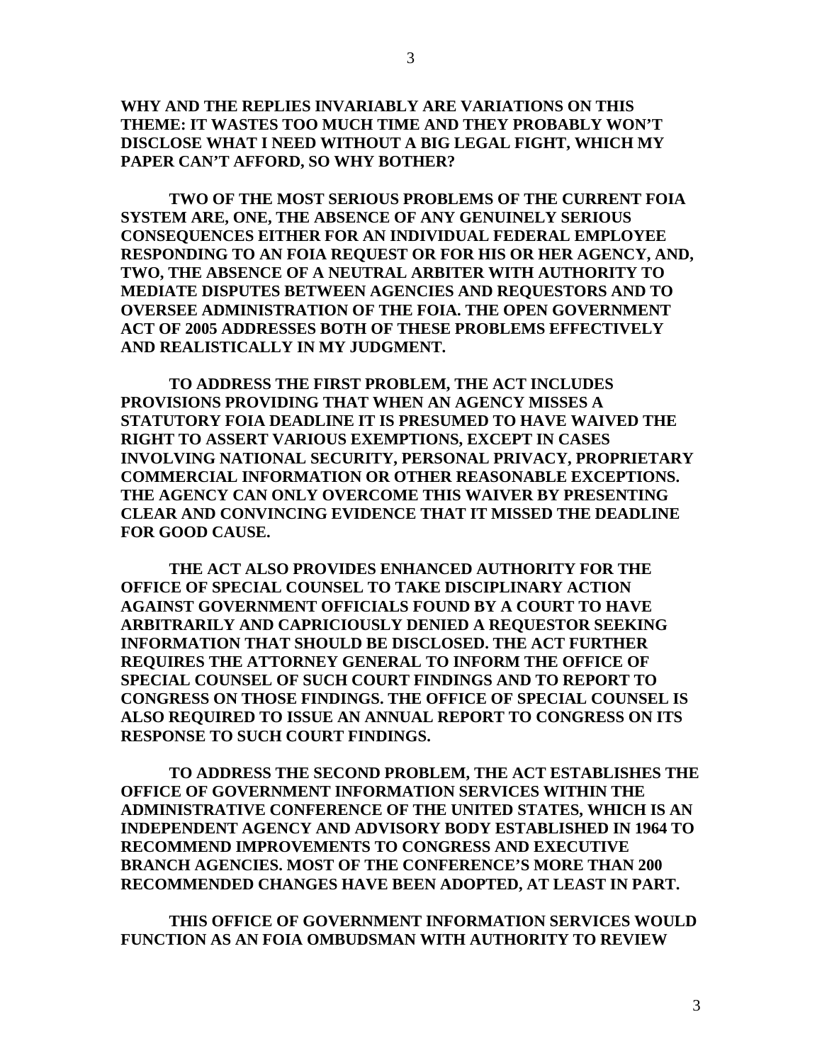**WHY AND THE REPLIES INVARIABLY ARE VARIATIONS ON THIS THEME: IT WASTES TOO MUCH TIME AND THEY PROBABLY WON'T DISCLOSE WHAT I NEED WITHOUT A BIG LEGAL FIGHT, WHICH MY PAPER CAN'T AFFORD, SO WHY BOTHER?**

**TWO OF THE MOST SERIOUS PROBLEMS OF THE CURRENT FOIA SYSTEM ARE, ONE, THE ABSENCE OF ANY GENUINELY SERIOUS CONSEQUENCES EITHER FOR AN INDIVIDUAL FEDERAL EMPLOYEE RESPONDING TO AN FOIA REQUEST OR FOR HIS OR HER AGENCY, AND, TWO, THE ABSENCE OF A NEUTRAL ARBITER WITH AUTHORITY TO MEDIATE DISPUTES BETWEEN AGENCIES AND REQUESTORS AND TO OVERSEE ADMINISTRATION OF THE FOIA. THE OPEN GOVERNMENT ACT OF 2005 ADDRESSES BOTH OF THESE PROBLEMS EFFECTIVELY AND REALISTICALLY IN MY JUDGMENT.**

**TO ADDRESS THE FIRST PROBLEM, THE ACT INCLUDES PROVISIONS PROVIDING THAT WHEN AN AGENCY MISSES A STATUTORY FOIA DEADLINE IT IS PRESUMED TO HAVE WAIVED THE RIGHT TO ASSERT VARIOUS EXEMPTIONS, EXCEPT IN CASES INVOLVING NATIONAL SECURITY, PERSONAL PRIVACY, PROPRIETARY COMMERCIAL INFORMATION OR OTHER REASONABLE EXCEPTIONS. THE AGENCY CAN ONLY OVERCOME THIS WAIVER BY PRESENTING CLEAR AND CONVINCING EVIDENCE THAT IT MISSED THE DEADLINE FOR GOOD CAUSE.**

**THE ACT ALSO PROVIDES ENHANCED AUTHORITY FOR THE OFFICE OF SPECIAL COUNSEL TO TAKE DISCIPLINARY ACTION AGAINST GOVERNMENT OFFICIALS FOUND BY A COURT TO HAVE ARBITRARILY AND CAPRICIOUSLY DENIED A REQUESTOR SEEKING INFORMATION THAT SHOULD BE DISCLOSED. THE ACT FURTHER REQUIRES THE ATTORNEY GENERAL TO INFORM THE OFFICE OF SPECIAL COUNSEL OF SUCH COURT FINDINGS AND TO REPORT TO CONGRESS ON THOSE FINDINGS. THE OFFICE OF SPECIAL COUNSEL IS ALSO REQUIRED TO ISSUE AN ANNUAL REPORT TO CONGRESS ON ITS RESPONSE TO SUCH COURT FINDINGS.**

**TO ADDRESS THE SECOND PROBLEM, THE ACT ESTABLISHES THE OFFICE OF GOVERNMENT INFORMATION SERVICES WITHIN THE ADMINISTRATIVE CONFERENCE OF THE UNITED STATES, WHICH IS AN INDEPENDENT AGENCY AND ADVISORY BODY ESTABLISHED IN 1964 TO RECOMMEND IMPROVEMENTS TO CONGRESS AND EXECUTIVE BRANCH AGENCIES. MOST OF THE CONFERENCE'S MORE THAN 200 RECOMMENDED CHANGES HAVE BEEN ADOPTED, AT LEAST IN PART.**

**THIS OFFICE OF GOVERNMENT INFORMATION SERVICES WOULD FUNCTION AS AN FOIA OMBUDSMAN WITH AUTHORITY TO REVIEW**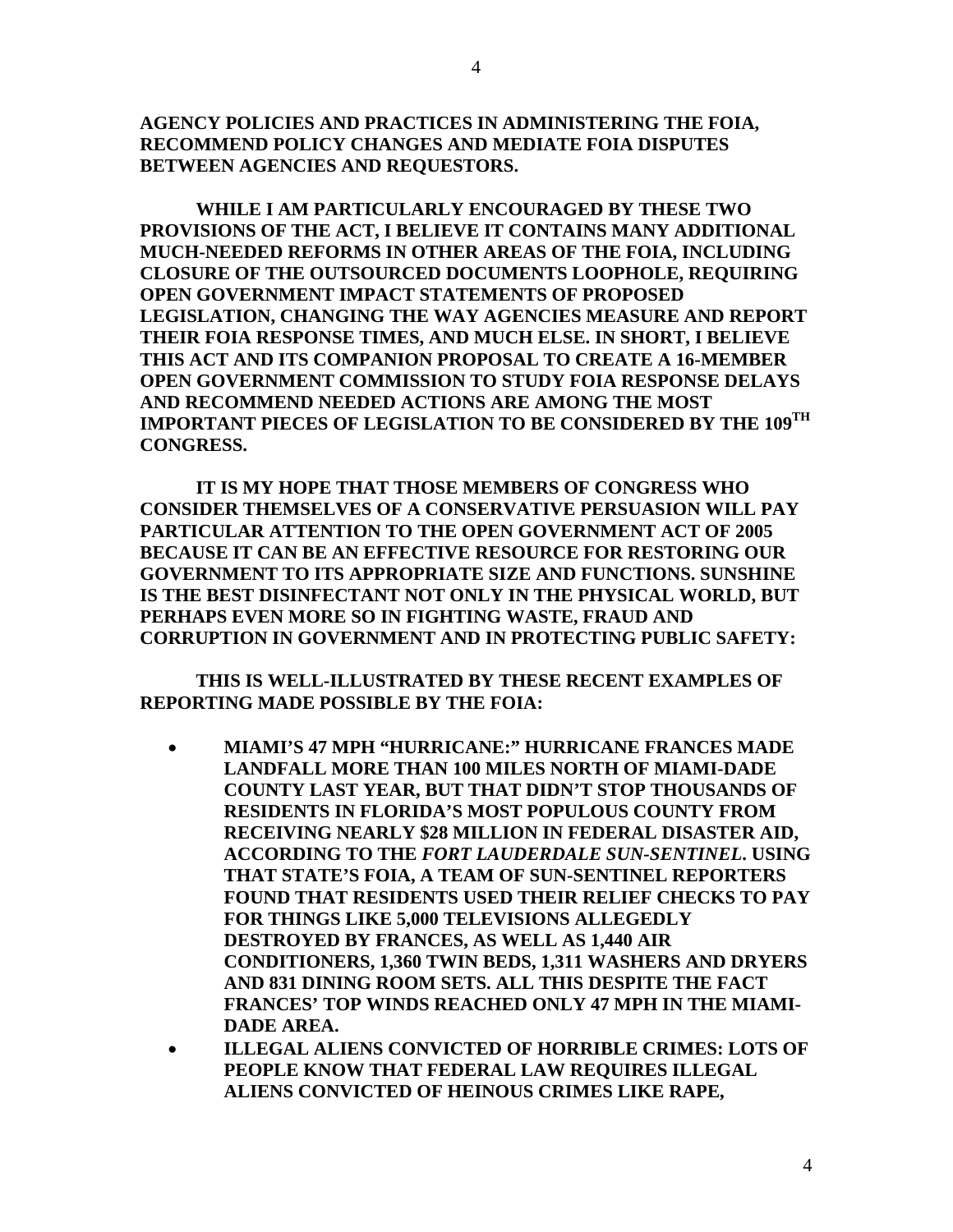**AGENCY POLICIES AND PRACTICES IN ADMINISTERING THE FOIA, RECOMMEND POLICY CHANGES AND MEDIATE FOIA DISPUTES BETWEEN AGENCIES AND REQUESTORS.**

**WHILE I AM PARTICULARLY ENCOURAGED BY THESE TWO PROVISIONS OF THE ACT, I BELIEVE IT CONTAINS MANY ADDITIONAL MUCH-NEEDED REFORMS IN OTHER AREAS OF THE FOIA, INCLUDING CLOSURE OF THE OUTSOURCED DOCUMENTS LOOPHOLE, REQUIRING OPEN GOVERNMENT IMPACT STATEMENTS OF PROPOSED LEGISLATION, CHANGING THE WAY AGENCIES MEASURE AND REPORT THEIR FOIA RESPONSE TIMES, AND MUCH ELSE. IN SHORT, I BELIEVE THIS ACT AND ITS COMPANION PROPOSAL TO CREATE A 16-MEMBER OPEN GOVERNMENT COMMISSION TO STUDY FOIA RESPONSE DELAYS AND RECOMMEND NEEDED ACTIONS ARE AMONG THE MOST IMPORTANT PIECES OF LEGISLATION TO BE CONSIDERED BY THE 109TH CONGRESS.**

**IT IS MY HOPE THAT THOSE MEMBERS OF CONGRESS WHO CONSIDER THEMSELVES OF A CONSERVATIVE PERSUASION WILL PAY PARTICULAR ATTENTION TO THE OPEN GOVERNMENT ACT OF 2005 BECAUSE IT CAN BE AN EFFECTIVE RESOURCE FOR RESTORING OUR GOVERNMENT TO ITS APPROPRIATE SIZE AND FUNCTIONS. SUNSHINE IS THE BEST DISINFECTANT NOT ONLY IN THE PHYSICAL WORLD, BUT PERHAPS EVEN MORE SO IN FIGHTING WASTE, FRAUD AND CORRUPTION IN GOVERNMENT AND IN PROTECTING PUBLIC SAFETY:**

**THIS IS WELL-ILLUSTRATED BY THESE RECENT EXAMPLES OF REPORTING MADE POSSIBLE BY THE FOIA:**

- **MIAMI'S 47 MPH "HURRICANE:" HURRICANE FRANCES MADE LANDFALL MORE THAN 100 MILES NORTH OF MIAMI-DADE COUNTY LAST YEAR, BUT THAT DIDN'T STOP THOUSANDS OF RESIDENTS IN FLORIDA'S MOST POPULOUS COUNTY FROM RECEIVING NEARLY $28 MILLION IN FEDERAL DISASTER AID, ACCORDING TO THE *FORT LAUDERDALE SUN-SENTINEL*. USING THAT STATE'S FOIA, A TEAM OF SUN-SENTINEL REPORTERS FOUND THAT RESIDENTS USED THEIR RELIEF CHECKS TO PAY FOR THINGS LIKE 5,000 TELEVISIONS ALLEGEDLY DESTROYED BY FRANCES, AS WELL AS 1,440 AIR CONDITIONERS, 1,360 TWIN BEDS, 1,311 WASHERS AND DRYERS AND 831 DINING ROOM SETS. ALL THIS DESPITE THE FACT FRANCES' TOP WINDS REACHED ONLY 47 MPH IN THE MIAMI-DADE AREA.**
- **ILLEGAL ALIENS CONVICTED OF HORRIBLE CRIMES: LOTS OF PEOPLE KNOW THAT FEDERAL LAW REQUIRES ILLEGAL ALIENS CONVICTED OF HEINOUS CRIMES LIKE RAPE,**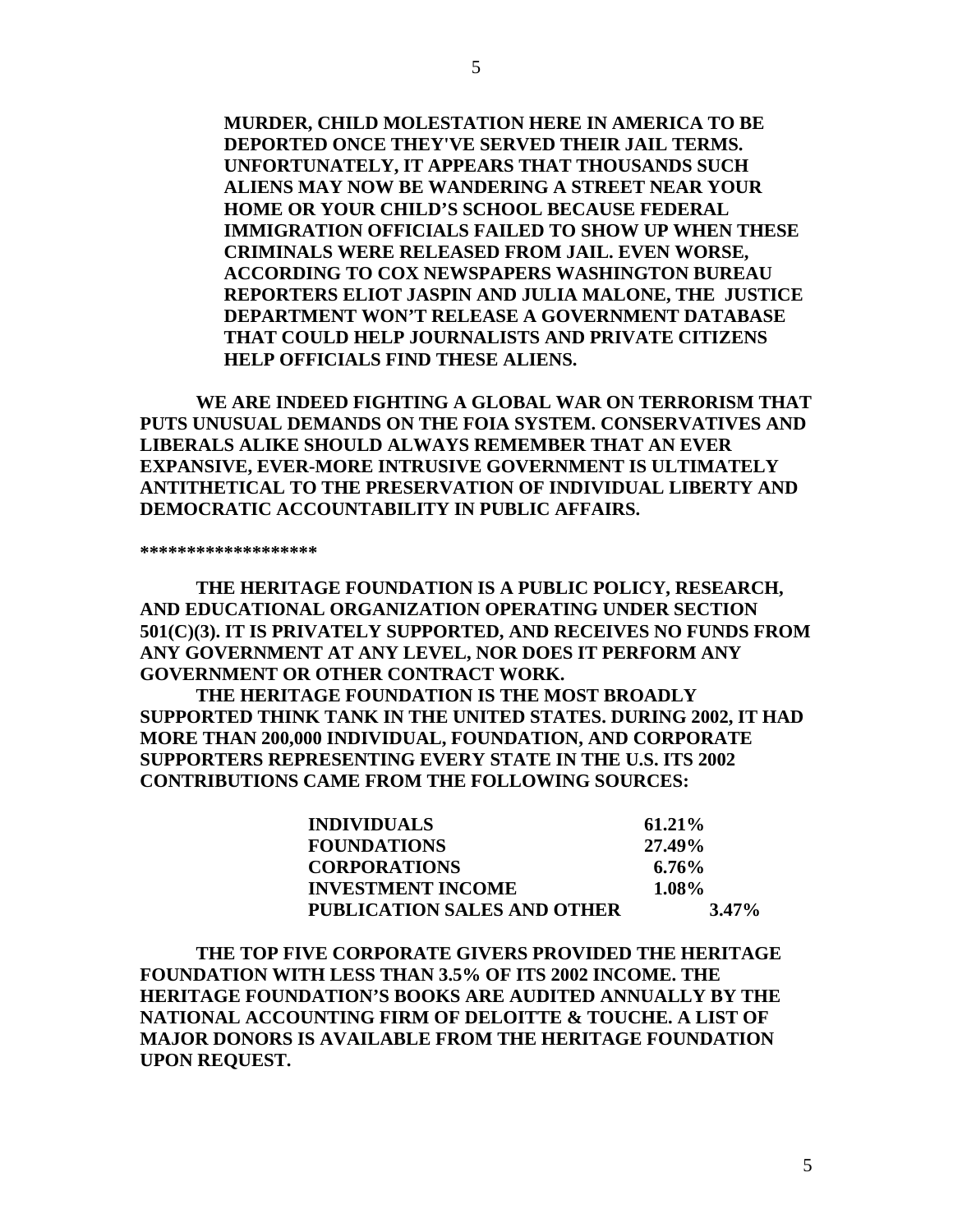**MURDER, CHILD MOLESTATION HERE IN AMERICA TO BE DEPORTED ONCE THEY'VE SERVED THEIR JAIL TERMS. UNFORTUNATELY, IT APPEARS THAT THOUSANDS SUCH ALIENS MAY NOW BE WANDERING A STREET NEAR YOUR HOME OR YOUR CHILD'S SCHOOL BECAUSE FEDERAL IMMIGRATION OFFICIALS FAILED TO SHOW UP WHEN THESE CRIMINALS WERE RELEASED FROM JAIL. EVEN WORSE, ACCORDING TO COX NEWSPAPERS WASHINGTON BUREAU REPORTERS ELIOT JASPIN AND JULIA MALONE, THE JUSTICE DEPARTMENT WON'T RELEASE A GOVERNMENT DATABASE THAT COULD HELP JOURNALISTS AND PRIVATE CITIZENS HELP OFFICIALS FIND THESE ALIENS.**

**WE ARE INDEED FIGHTING A GLOBAL WAR ON TERRORISM THAT PUTS UNUSUAL DEMANDS ON THE FOIA SYSTEM. CONSERVATIVES AND LIBERALS ALIKE SHOULD ALWAYS REMEMBER THAT AN EVER EXPANSIVE, EVER-MORE INTRUSIVE GOVERNMENT IS ULTIMATELY ANTITHETICAL TO THE PRESERVATION OF INDIVIDUAL LIBERTY AND DEMOCRATIC ACCOUNTABILITY IN PUBLIC AFFAIRS.**

**\*\*\*\*\*\*\*\*\*\*\*\*\*\*\*\*\*\***

**THE HERITAGE FOUNDATION IS A PUBLIC POLICY, RESEARCH, AND EDUCATIONAL ORGANIZATION OPERATING UNDER SECTION 501(C)(3). IT IS PRIVATELY SUPPORTED, AND RECEIVES NO FUNDS FROM ANY GOVERNMENT AT ANY LEVEL, NOR DOES IT PERFORM ANY GOVERNMENT OR OTHER CONTRACT WORK.**

**THE HERITAGE FOUNDATION IS THE MOST BROADLY SUPPORTED THINK TANK IN THE UNITED STATES. DURING 2002, IT HAD MORE THAN 200,000 INDIVIDUAL, FOUNDATION, AND CORPORATE SUPPORTERS REPRESENTING EVERY STATE IN THE U.S. ITS 2002 CONTRIBUTIONS CAME FROM THE FOLLOWING SOURCES:**

| | |
|---|---|
| **INDIVIDUALS** | **61.21%** |
| **FOUNDATIONS** | **27.49%** |
| **CORPORATIONS** | **6.76%** |
| **INVESTMENT INCOME** | **1.08%** |
| **PUBLICATION SALES AND OTHER** | **3.47%** |

**THE TOP FIVE CORPORATE GIVERS PROVIDED THE HERITAGE FOUNDATION WITH LESS THAN 3.5% OF ITS 2002 INCOME. THE HERITAGE FOUNDATION'S BOOKS ARE AUDITED ANNUALLY BY THE NATIONAL ACCOUNTING FIRM OF DELOITTE & TOUCHE. A LIST OF MAJOR DONORS IS AVAILABLE FROM THE HERITAGE FOUNDATION UPON REQUEST.**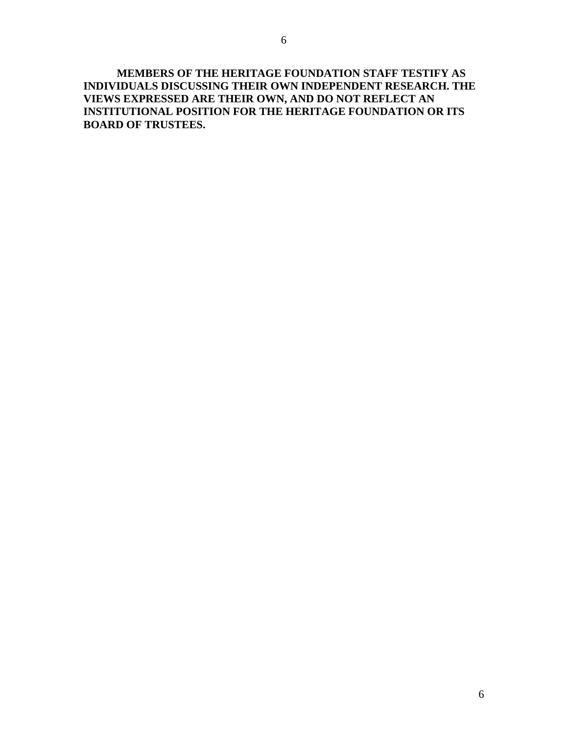**MEMBERS OF THE HERITAGE FOUNDATION STAFF TESTIFY AS INDIVIDUALS DISCUSSING THEIR OWN INDEPENDENT RESEARCH. THE VIEWS EXPRESSED ARE THEIR OWN, AND DO NOT REFLECT AN INSTITUTIONAL POSITION FOR THE HERITAGE FOUNDATION OR ITS BOARD OF TRUSTEES.**